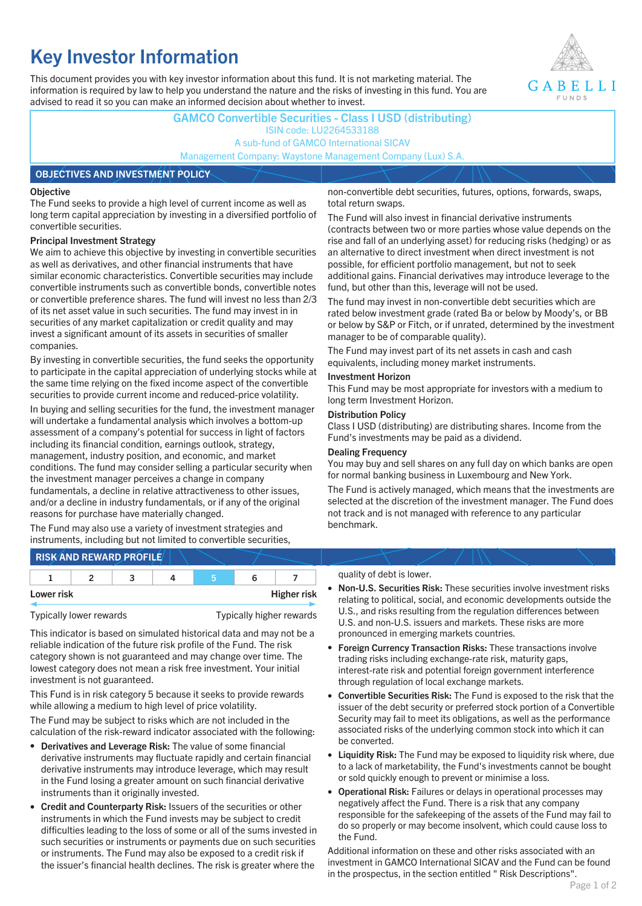# Key Investor Information

This document provides you with key investor information about this fund. It is not marketing material. The information is required by law to help you understand the nature and the risks of investing in this fund. You are advised to read it so you can make an informed decision about whether to invest.

**GAMCO Convertible Securities - Class I USD (distributing)**
ISIN code: LU2264533188
A sub-fund of GAMCO International SICAV
Management Company: Waystone Management Company (Lux) S.A.

## OBJECTIVES AND INVESTMENT POLICY

### Objective

The Fund seeks to provide a high level of current income as well as long term capital appreciation by investing in a diversified portfolio of convertible securities.

### Principal Investment Strategy

We aim to achieve this objective by investing in convertible securities as well as derivatives, and other financial instruments that have similar economic characteristics. Convertible securities may include convertible instruments such as convertible bonds, convertible notes or convertible preference shares. The fund will invest no less than 2/3 of its net asset value in such securities. The fund may invest in in securities of any market capitalization or credit quality and may invest a significant amount of its assets in securities of smaller companies.

By investing in convertible securities, the fund seeks the opportunity to participate in the capital appreciation of underlying stocks while at the same time relying on the fixed income aspect of the convertible securities to provide current income and reduced-price volatility.

In buying and selling securities for the fund, the investment manager will undertake a fundamental analysis which involves a bottom-up assessment of a company's potential for success in light of factors including its financial condition, earnings outlook, strategy, management, industry position, and economic, and market conditions. The fund may consider selling a particular security when the investment manager perceives a change in company fundamentals, a decline in relative attractiveness to other issues, and/or a decline in industry fundamentals, or if any of the original reasons for purchase have materially changed.

The Fund may also use a variety of investment strategies and instruments, including but not limited to convertible securities, non-convertible debt securities, futures, options, forwards, swaps, total return swaps.

The Fund will also invest in financial derivative instruments (contracts between two or more parties whose value depends on the rise and fall of an underlying asset) for reducing risks (hedging) or as an alternative to direct investment when direct investment is not possible, for efficient portfolio management, but not to seek additional gains. Financial derivatives may introduce leverage to the fund, but other than this, leverage will not be used.

The fund may invest in non-convertible debt securities which are rated below investment grade (rated Ba or below by Moody's, or BB or below by S&P or Fitch, or if unrated, determined by the investment manager to be of comparable quality).

The Fund may invest part of its net assets in cash and cash equivalents, including money market instruments.

### Investment Horizon

This Fund may be most appropriate for investors with a medium to long term Investment Horizon.

### Distribution Policy

Class I USD (distributing) are distributing shares. Income from the Fund's investments may be paid as a dividend.

### Dealing Frequency

You may buy and sell shares on any full day on which banks are open for normal banking business in Luxembourg and New York.

The Fund is actively managed, which means that the investments are selected at the discretion of the investment manager. The Fund does not track and is not managed with reference to any particular benchmark.

## RISK AND REWARD PROFILE

| 1 | 2 | 3 | 4 | **5** | 6 | 7 |
|---|---|---|---|---|---|---|

Lower risk — Higher risk

Typically lower rewards — Typically higher rewards

This indicator is based on simulated historical data and may not be a reliable indication of the future risk profile of the Fund. The risk category shown is not guaranteed and may change over time. The lowest category does not mean a risk free investment. Your initial investment is not guaranteed.

This Fund is in risk category 5 because it seeks to provide rewards while allowing a medium to high level of price volatility.

The Fund may be subject to risks which are not included in the calculation of the risk-reward indicator associated with the following:

- **Derivatives and Leverage Risk:** The value of some financial derivative instruments may fluctuate rapidly and certain financial derivative instruments may introduce leverage, which may result in the Fund losing a greater amount on such financial derivative instruments than it originally invested.
- **Credit and Counterparty Risk:** Issuers of the securities or other instruments in which the Fund invests may be subject to credit difficulties leading to the loss of some or all of the sums invested in such securities or instruments or payments due on such securities or instruments. The Fund may also be exposed to a credit risk if the issuer's financial health declines. The risk is greater where the quality of debt is lower.
- **Non-U.S. Securities Risk:** These securities involve investment risks relating to political, social, and economic developments outside the U.S., and risks resulting from the regulation differences between U.S. and non-U.S. issuers and markets. These risks are more pronounced in emerging markets countries.
- **Foreign Currency Transaction Risks:** These transactions involve trading risks including exchange-rate risk, maturity gaps, interest-rate risk and potential foreign government interference through regulation of local exchange markets.
- **Convertible Securities Risk:** The Fund is exposed to the risk that the issuer of the debt security or preferred stock portion of a Convertible Security may fail to meet its obligations, as well as the performance associated risks of the underlying common stock into which it can be converted.
- **Liquidity Risk:** The Fund may be exposed to liquidity risk where, due to a lack of marketability, the Fund's investments cannot be bought or sold quickly enough to prevent or minimise a loss.
- **Operational Risk:** Failures or delays in operational processes may negatively affect the Fund. There is a risk that any company responsible for the safekeeping of the assets of the Fund may fail to do so properly or may become insolvent, which could cause loss to the Fund.

Additional information on these and other risks associated with an investment in GAMCO International SICAV and the Fund can be found in the prospectus, in the section entitled " Risk Descriptions".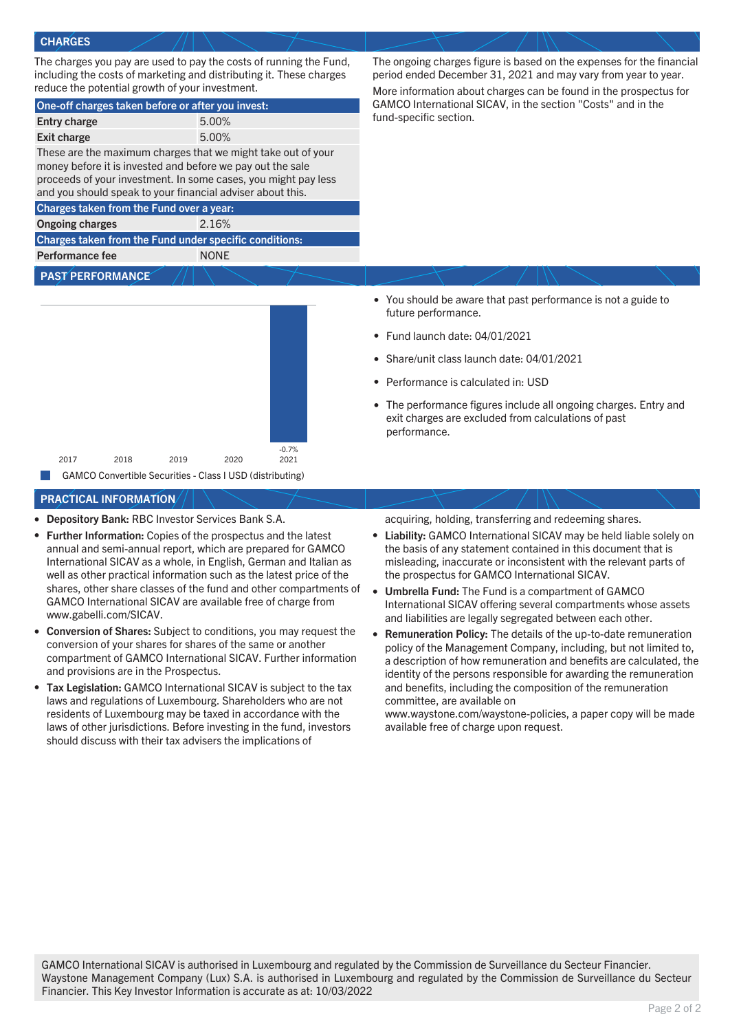## CHARGES

The charges you pay are used to pay the costs of running the Fund, including the costs of marketing and distributing it. These charges reduce the potential growth of your investment.

| One-off charges taken before or after you invest: | |
|---|---|
| **Entry charge** | 5.00% |
| **Exit charge** | 5.00% |
| These are the maximum charges that we might take out of your money before it is invested and before we pay out the sale proceeds of your investment. In some cases, you might pay less and you should speak to your financial adviser about this. | |
| **Charges taken from the Fund over a year:** | |
| **Ongoing charges** | 2.16% |
| **Charges taken from the Fund under specific conditions:** | |
| **Performance fee** | NONE |

The ongoing charges figure is based on the expenses for the financial period ended December 31, 2021 and may vary from year to year.

More information about charges can be found in the prospectus for GAMCO International SICAV, in the section "Costs" and in the fund-specific section.

## PAST PERFORMANCE

-0.7%

2017
2018
2019
2020
2021

GAMCO Convertible Securities - Class I USD (distributing)

- You should be aware that past performance is not a guide to future performance.
- Fund launch date: 04/01/2021
- Share/unit class launch date: 04/01/2021
- Performance is calculated in: USD
- The performance figures include all ongoing charges. Entry and exit charges are excluded from calculations of past performance.

## PRACTICAL INFORMATION

- **Depositary Bank:** RBC Investor Services Bank S.A.
- **Further Information:** Copies of the prospectus and the latest annual and semi-annual report, which are prepared for GAMCO International SICAV as a whole, in English, German and Italian as well as other practical information such as the latest price of the shares, other share classes of the fund and other compartments of GAMCO International SICAV are available free of charge from www.gabelli.com/SICAV.
- **Conversion of Shares:** Subject to conditions, you may request the conversion of your shares for shares of the same or another compartment of GAMCO International SICAV. Further information and provisions are in the Prospectus.
- **Tax Legislation:** GAMCO International SICAV is subject to the tax laws and regulations of Luxembourg. Shareholders who are not residents of Luxembourg may be taxed in accordance with the laws of other jurisdictions. Before investing in the fund, investors should discuss with their tax advisers the implications of acquiring, holding, transferring and redeeming shares.
- **Liability:** GAMCO International SICAV may be held liable solely on the basis of any statement contained in this document that is misleading, inaccurate or inconsistent with the relevant parts of the prospectus for GAMCO International SICAV.
- **Umbrella Fund:** The Fund is a compartment of GAMCO International SICAV offering several compartments whose assets and liabilities are legally segregated between each other.
- **Remuneration Policy:** The details of the up-to-date remuneration policy of the Management Company, including, but not limited to, a description of how remuneration and benefits are calculated, the identity of the persons responsible for awarding the remuneration and benefits, including the composition of the remuneration committee, are available on www.waystone.com/waystone-policies, a paper copy will be made available free of charge upon request.

GAMCO International SICAV is authorised in Luxembourg and regulated by the Commission de Surveillance du Secteur Financier. Waystone Management Company (Lux) S.A. is authorised in Luxembourg and regulated by the Commission de Surveillance du Secteur Financier. This Key Investor Information is accurate as at: 10/03/2022